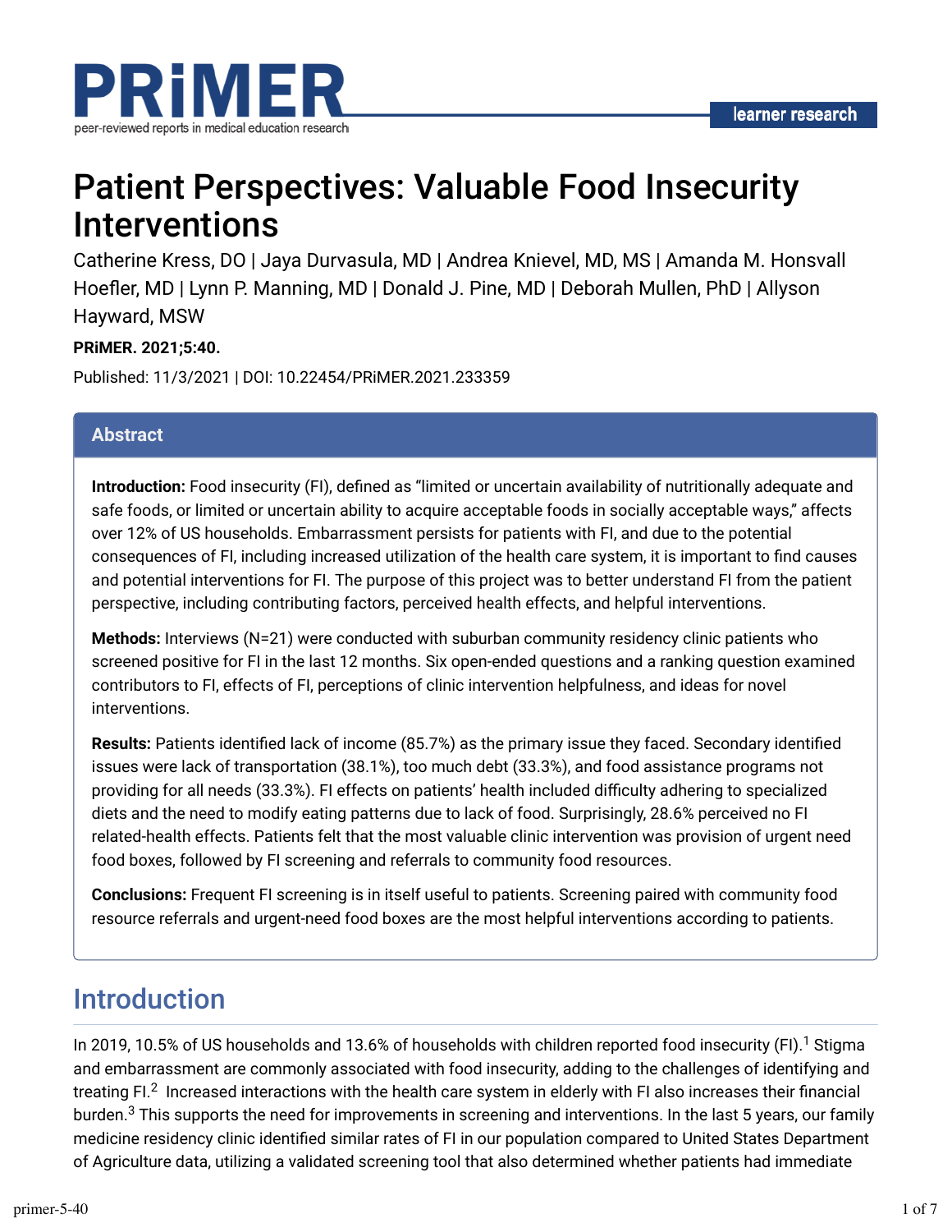# Patient Perspectives: Valuable Food Insecurity Interventions

Catherine Kress, DO | Jaya Durvasula, MD | Andrea Knievel, MD, MS | Amanda M. Honsvall Hoefler, MD | Lynn P. Manning, MD | Donald J. Pine, MD | Deborah Mullen, PhD | Allyson Hayward, MSW

**PRiMER. 2021;5:40.**

Published: 11/3/2021 | DOI: 10.22454/PRiMER.2021.233359

## Abstract

**Introduction:** Food insecurity (FI), defined as "limited or uncertain availability of nutritionally adequate and safe foods, or limited or uncertain ability to acquire acceptable foods in socially acceptable ways," affects over 12% of US households. Embarrassment persists for patients with FI, and due to the potential consequences of FI, including increased utilization of the health care system, it is important to find causes and potential interventions for FI. The purpose of this project was to better understand FI from the patient perspective, including contributing factors, perceived health effects, and helpful interventions.

**Methods:** Interviews (N=21) were conducted with suburban community residency clinic patients who screened positive for FI in the last 12 months. Six open-ended questions and a ranking question examined contributors to FI, effects of FI, perceptions of clinic intervention helpfulness, and ideas for novel interventions.

**Results:** Patients identified lack of income (85.7%) as the primary issue they faced. Secondary identified issues were lack of transportation (38.1%), too much debt (33.3%), and food assistance programs not providing for all needs (33.3%). FI effects on patients' health included difficulty adhering to specialized diets and the need to modify eating patterns due to lack of food. Surprisingly, 28.6% perceived no FI related-health effects. Patients felt that the most valuable clinic intervention was provision of urgent need food boxes, followed by FI screening and referrals to community food resources.

**Conclusions:** Frequent FI screening is in itself useful to patients. Screening paired with community food resource referrals and urgent-need food boxes are the most helpful interventions according to patients.

## Introduction

In 2019, 10.5% of US households and 13.6% of households with children reported food insecurity (FI).[1] Stigma and embarrassment are commonly associated with food insecurity, adding to the challenges of identifying and treating FI.[2] Increased interactions with the health care system in elderly with FI also increases their financial burden.[3] This supports the need for improvements in screening and interventions. In the last 5 years, our family medicine residency clinic identified similar rates of FI in our population compared to United States Department of Agriculture data, utilizing a validated screening tool that also determined whether patients had immediate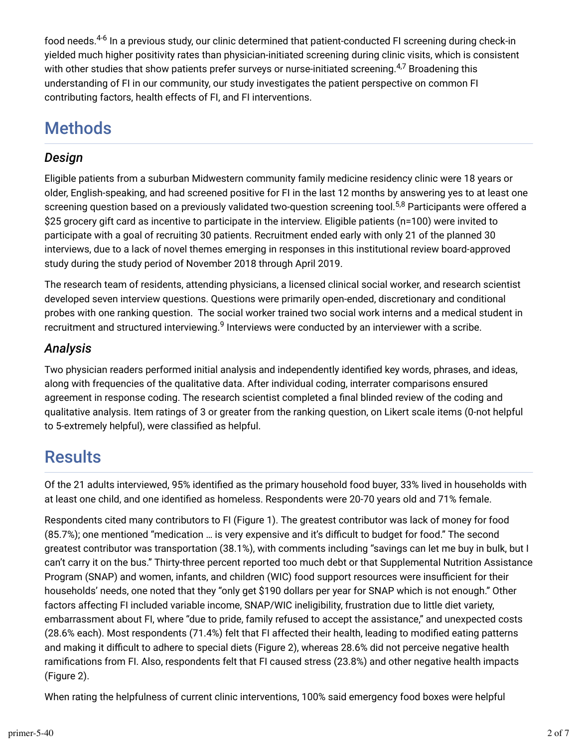food needs.[4-6] In a previous study, our clinic determined that patient-conducted FI screening during check-in yielded much higher positivity rates than physician-initiated screening during clinic visits, which is consistent with other studies that show patients prefer surveys or nurse-initiated screening.[4,7] Broadening this understanding of FI in our community, our study investigates the patient perspective on common FI contributing factors, health effects of FI, and FI interventions.

# Methods

## *Design*

Eligible patients from a suburban Midwestern community family medicine residency clinic were 18 years or older, English-speaking, and had screened positive for FI in the last 12 months by answering yes to at least one screening question based on a previously validated two-question screening tool.[5,8] Participants were offered a $25 grocery gift card as incentive to participate in the interview. Eligible patients (n=100) were invited to participate with a goal of recruiting 30 patients. Recruitment ended early with only 21 of the planned 30 interviews, due to a lack of novel themes emerging in responses in this institutional review board-approved study during the study period of November 2018 through April 2019.

The research team of residents, attending physicians, a licensed clinical social worker, and research scientist developed seven interview questions. Questions were primarily open-ended, discretionary and conditional probes with one ranking question. The social worker trained two social work interns and a medical student in recruitment and structured interviewing.[9] Interviews were conducted by an interviewer with a scribe.

## *Analysis*

Two physician readers performed initial analysis and independently identified key words, phrases, and ideas, along with frequencies of the qualitative data. After individual coding, interrater comparisons ensured agreement in response coding. The research scientist completed a final blinded review of the coding and qualitative analysis. Item ratings of 3 or greater from the ranking question, on Likert scale items (0-not helpful to 5-extremely helpful), were classified as helpful.

# Results

Of the 21 adults interviewed, 95% identified as the primary household food buyer, 33% lived in households with at least one child, and one identified as homeless. Respondents were 20-70 years old and 71% female.

Respondents cited many contributors to FI (Figure 1). The greatest contributor was lack of money for food (85.7%); one mentioned "medication … is very expensive and it's difficult to budget for food." The second greatest contributor was transportation (38.1%), with comments including "savings can let me buy in bulk, but I can't carry it on the bus." Thirty-three percent reported too much debt or that Supplemental Nutrition Assistance Program (SNAP) and women, infants, and children (WIC) food support resources were insufficient for their households' needs, one noted that they "only get $190 dollars per year for SNAP which is not enough." Other factors affecting FI included variable income, SNAP/WIC ineligibility, frustration due to little diet variety, embarrassment about FI, where "due to pride, family refused to accept the assistance," and unexpected costs (28.6% each). Most respondents (71.4%) felt that FI affected their health, leading to modified eating patterns and making it difficult to adhere to special diets (Figure 2), whereas 28.6% did not perceive negative health ramifications from FI. Also, respondents felt that FI caused stress (23.8%) and other negative health impacts (Figure 2).

When rating the helpfulness of current clinic interventions, 100% said emergency food boxes were helpful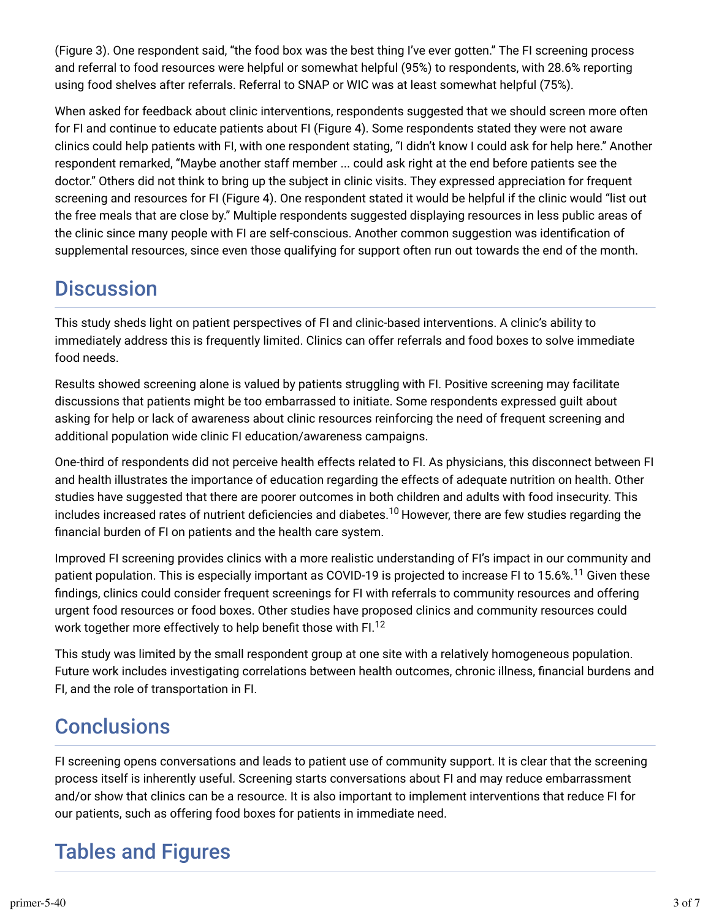(Figure 3). One respondent said, “the food box was the best thing I’ve ever gotten.” The FI screening process and referral to food resources were helpful or somewhat helpful (95%) to respondents, with 28.6% reporting using food shelves after referrals. Referral to SNAP or WIC was at least somewhat helpful (75%).

When asked for feedback about clinic interventions, respondents suggested that we should screen more often for FI and continue to educate patients about FI (Figure 4). Some respondents stated they were not aware clinics could help patients with FI, with one respondent stating, “I didn’t know I could ask for help here.” Another respondent remarked, “Maybe another staff member ... could ask right at the end before patients see the doctor.” Others did not think to bring up the subject in clinic visits. They expressed appreciation for frequent screening and resources for FI (Figure 4). One respondent stated it would be helpful if the clinic would “list out the free meals that are close by.” Multiple respondents suggested displaying resources in less public areas of the clinic since many people with FI are self-conscious. Another common suggestion was identification of supplemental resources, since even those qualifying for support often run out towards the end of the month.

## Discussion

This study sheds light on patient perspectives of FI and clinic-based interventions. A clinic’s ability to immediately address this is frequently limited. Clinics can offer referrals and food boxes to solve immediate food needs.

Results showed screening alone is valued by patients struggling with FI. Positive screening may facilitate discussions that patients might be too embarrassed to initiate. Some respondents expressed guilt about asking for help or lack of awareness about clinic resources reinforcing the need of frequent screening and additional population wide clinic FI education/awareness campaigns.

One-third of respondents did not perceive health effects related to FI. As physicians, this disconnect between FI and health illustrates the importance of education regarding the effects of adequate nutrition on health. Other studies have suggested that there are poorer outcomes in both children and adults with food insecurity. This includes increased rates of nutrient deficiencies and diabetes.[10] However, there are few studies regarding the financial burden of FI on patients and the health care system.

Improved FI screening provides clinics with a more realistic understanding of FI’s impact in our community and patient population. This is especially important as COVID-19 is projected to increase FI to 15.6%.[11] Given these findings, clinics could consider frequent screenings for FI with referrals to community resources and offering urgent food resources or food boxes. Other studies have proposed clinics and community resources could work together more effectively to help benefit those with FI.[12]

This study was limited by the small respondent group at one site with a relatively homogeneous population. Future work includes investigating correlations between health outcomes, chronic illness, financial burdens and FI, and the role of transportation in FI.

## Conclusions

FI screening opens conversations and leads to patient use of community support. It is clear that the screening process itself is inherently useful. Screening starts conversations about FI and may reduce embarrassment and/or show that clinics can be a resource. It is also important to implement interventions that reduce FI for our patients, such as offering food boxes for patients in immediate need.

## Tables and Figures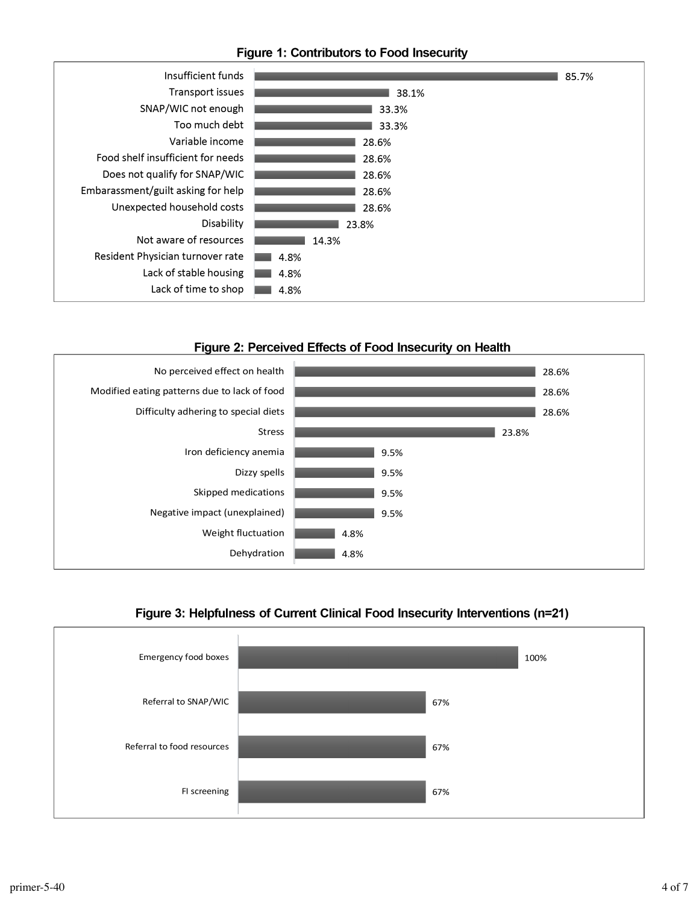**Figure 1: Contributors to Food Insecurity**

| Contributor | Percentage |
| --- | --- |
| Insufficient funds | 85.7% |
| Transport issues | 38.1% |
| SNAP/WIC not enough | 33.3% |
| Too much debt | 33.3% |
| Variable income | 28.6% |
| Food shelf insufficient for needs | 28.6% |
| Does not qualify for SNAP/WIC | 28.6% |
| Embarassment/guilt asking for help | 28.6% |
| Unexpected household costs | 28.6% |
| Disability | 23.8% |
| Not aware of resources | 14.3% |
| Resident Physician turnover rate | 4.8% |
| Lack of stable housing | 4.8% |
| Lack of time to shop | 4.8% |

**Figure 2: Perceived Effects of Food Insecurity on Health**

| Effect | Percentage |
| --- | --- |
| No perceived effect on health | 28.6% |
| Modified eating patterns due to lack of food | 28.6% |
| Difficulty adhering to special diets | 28.6% |
| Stress | 23.8% |
| Iron deficiency anemia | 9.5% |
| Dizzy spells | 9.5% |
| Skipped medications | 9.5% |
| Negative impact (unexplained) | 9.5% |
| Weight fluctuation | 4.8% |
| Dehydration | 4.8% |

**Figure 3: Helpfulness of Current Clinical Food Insecurity Interventions (n=21)**

| Intervention | Percentage |
| --- | --- |
| Emergency food boxes | 100% |
| Referral to SNAP/WIC | 67% |
| Referral to food resources | 67% |
| FI screening | 67% |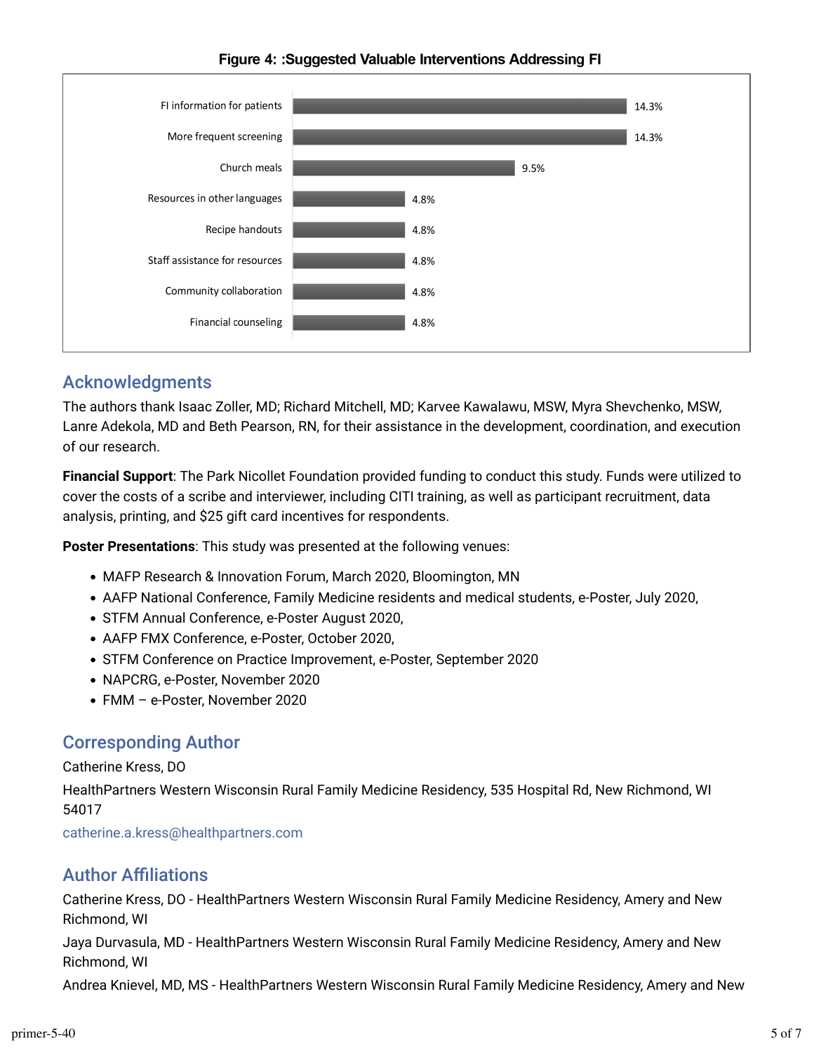**Figure 4: :Suggested Valuable Interventions Addressing FI**

| Intervention | Percentage |
| --- | --- |
| FI information for patients | 14.3% |
| More frequent screening | 14.3% |
| Church meals | 9.5% |
| Resources in other languages | 4.8% |
| Recipe handouts | 4.8% |
| Staff assistance for resources | 4.8% |
| Community collaboration | 4.8% |
| Financial counseling | 4.8% |

## Acknowledgments

The authors thank Isaac Zoller, MD; Richard Mitchell, MD; Karvee Kawalawu, MSW, Myra Shevchenko, MSW, Lanre Adekola, MD and Beth Pearson, RN, for their assistance in the development, coordination, and execution of our research.

**Financial Support**: The Park Nicollet Foundation provided funding to conduct this study. Funds were utilized to cover the costs of a scribe and interviewer, including CITI training, as well as participant recruitment, data analysis, printing, and $25 gift card incentives for respondents.

**Poster Presentations**: This study was presented at the following venues:

- MAFP Research & Innovation Forum, March 2020, Bloomington, MN
- AAFP National Conference, Family Medicine residents and medical students, e-Poster, July 2020,
- STFM Annual Conference, e-Poster August 2020,
- AAFP FMX Conference, e-Poster, October 2020,
- STFM Conference on Practice Improvement, e-Poster, September 2020
- NAPCRG, e-Poster, November 2020
- FMM – e-Poster, November 2020

## Corresponding Author

Catherine Kress, DO

HealthPartners Western Wisconsin Rural Family Medicine Residency, 535 Hospital Rd, New Richmond, WI 54017

catherine.a.kress@healthpartners.com

## Author Affiliations

Catherine Kress, DO - HealthPartners Western Wisconsin Rural Family Medicine Residency, Amery and New Richmond, WI

Jaya Durvasula, MD - HealthPartners Western Wisconsin Rural Family Medicine Residency, Amery and New Richmond, WI

Andrea Knievel, MD, MS - HealthPartners Western Wisconsin Rural Family Medicine Residency, Amery and New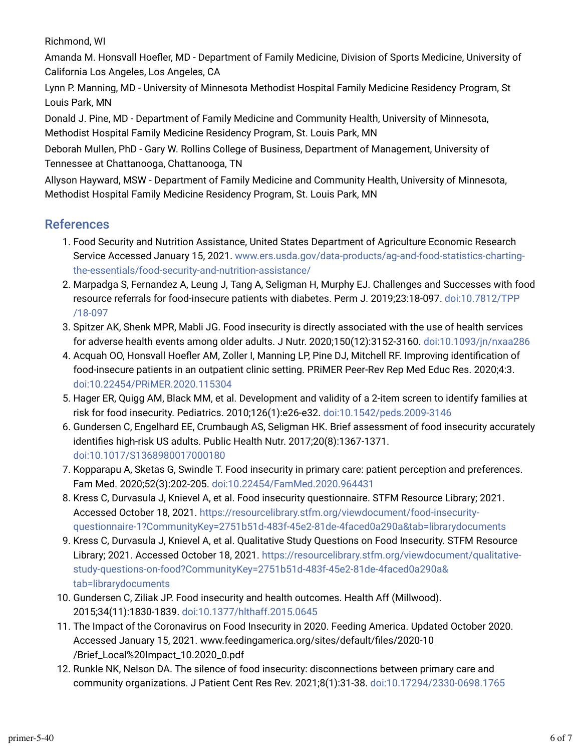Richmond, WI

Amanda M. Honsvall Hoefler, MD - Department of Family Medicine, Division of Sports Medicine, University of California Los Angeles, Los Angeles, CA

Lynn P. Manning, MD - University of Minnesota Methodist Hospital Family Medicine Residency Program, St Louis Park, MN

Donald J. Pine, MD - Department of Family Medicine and Community Health, University of Minnesota, Methodist Hospital Family Medicine Residency Program, St. Louis Park, MN

Deborah Mullen, PhD - Gary W. Rollins College of Business, Department of Management, University of Tennessee at Chattanooga, Chattanooga, TN

Allyson Hayward, MSW - Department of Family Medicine and Community Health, University of Minnesota, Methodist Hospital Family Medicine Residency Program, St. Louis Park, MN

## References

1. Food Security and Nutrition Assistance, United States Department of Agriculture Economic Research Service Accessed January 15, 2021. www.ers.usda.gov/data-products/ag-and-food-statistics-charting-the-essentials/food-security-and-nutrition-assistance/
2. Marpadga S, Fernandez A, Leung J, Tang A, Seligman H, Murphy EJ. Challenges and Successes with food resource referrals for food-insecure patients with diabetes. Perm J. 2019;23:18-097. doi:10.7812/TPP/18-097
3. Spitzer AK, Shenk MPR, Mabli JG. Food insecurity is directly associated with the use of health services for adverse health events among older adults. J Nutr. 2020;150(12):3152-3160. doi:10.1093/jn/nxaa286
4. Acquah OO, Honsvall Hoefler AM, Zoller I, Manning LP, Pine DJ, Mitchell RF. Improving identification of food-insecure patients in an outpatient clinic setting. PRiMER Peer-Rev Rep Med Educ Res. 2020;4:3. doi:10.22454/PRiMER.2020.115304
5. Hager ER, Quigg AM, Black MM, et al. Development and validity of a 2-item screen to identify families at risk for food insecurity. Pediatrics. 2010;126(1):e26-e32. doi:10.1542/peds.2009-3146
6. Gundersen C, Engelhard EE, Crumbaugh AS, Seligman HK. Brief assessment of food insecurity accurately identifies high-risk US adults. Public Health Nutr. 2017;20(8):1367-1371. doi:10.1017/S1368980017000180
7. Kopparapu A, Sketas G, Swindle T. Food insecurity in primary care: patient perception and preferences. Fam Med. 2020;52(3):202-205. doi:10.22454/FamMed.2020.964431
8. Kress C, Durvasula J, Knievel A, et al. Food insecurity questionnaire. STFM Resource Library; 2021. Accessed October 18, 2021. https://resourcelibrary.stfm.org/viewdocument/food-insecurity-questionnaire-1?CommunityKey=2751b51d-483f-45e2-81de-4faced0a290a&tab=librarydocuments
9. Kress C, Durvasula J, Knievel A, et al. Qualitative Study Questions on Food Insecurity. STFM Resource Library; 2021. Accessed October 18, 2021. https://resourcelibrary.stfm.org/viewdocument/qualitative-study-questions-on-food?CommunityKey=2751b51d-483f-45e2-81de-4faced0a290a&tab=librarydocuments
10. Gundersen C, Ziliak JP. Food insecurity and health outcomes. Health Aff (Millwood). 2015;34(11):1830-1839. doi:10.1377/hlthaff.2015.0645
11. The Impact of the Coronavirus on Food Insecurity in 2020. Feeding America. Updated October 2020. Accessed January 15, 2021. www.feedingamerica.org/sites/default/files/2020-10/Brief_Local%20Impact_10.2020_0.pdf
12. Runkle NK, Nelson DA. The silence of food insecurity: disconnections between primary care and community organizations. J Patient Cent Res Rev. 2021;8(1):31-38. doi:10.17294/2330-0698.1765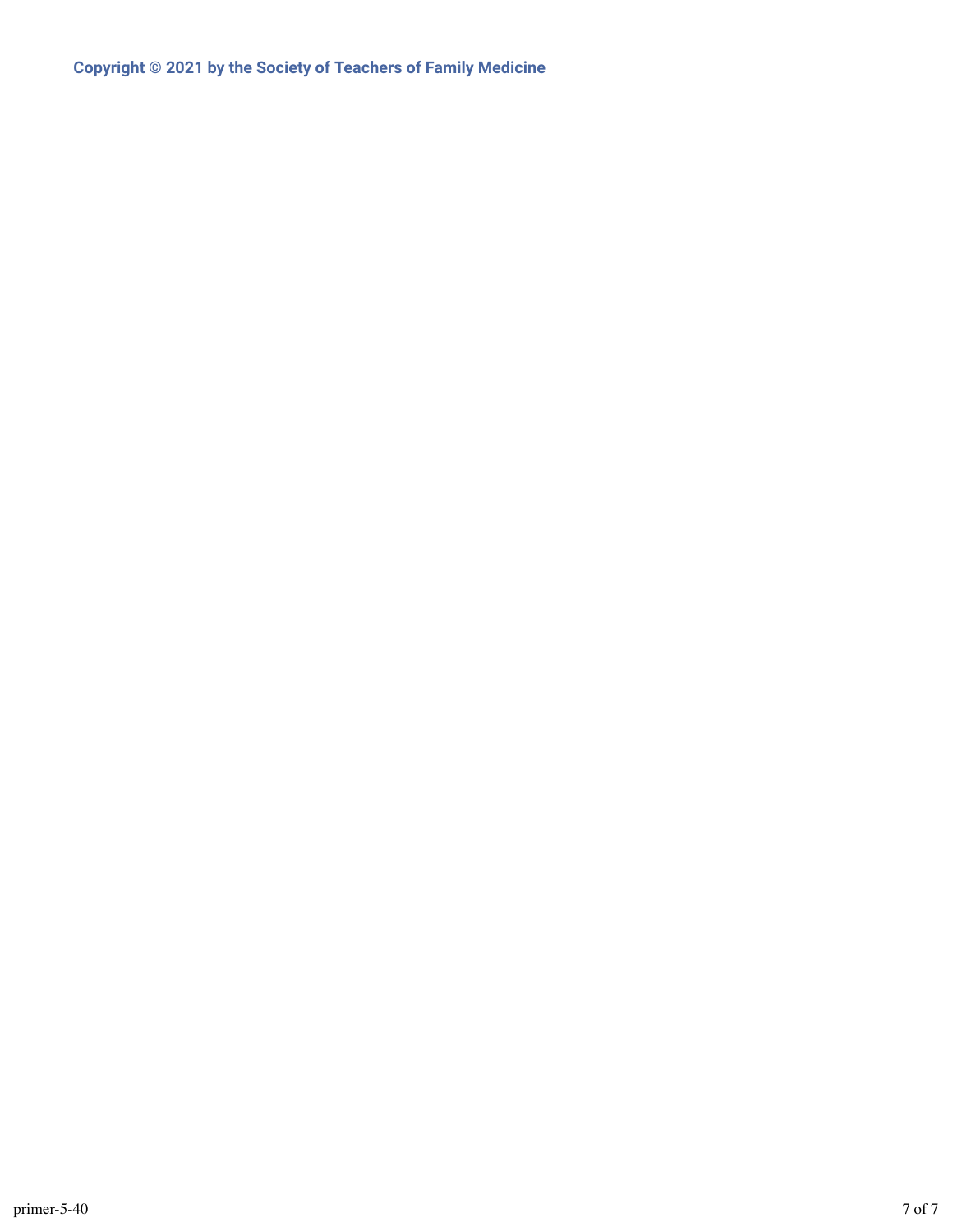**Copyright © 2021 by the Society of Teachers of Family Medicine**